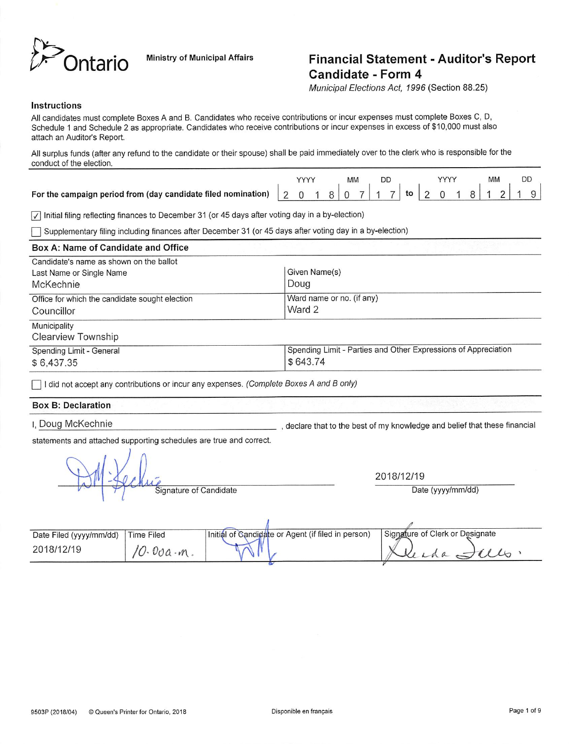Ontario

Ministry of Municipal Affairs

# Financial Statement - Auditor's Report Candidate - Form 4

*Municipal Elections Act, 1996* (Section 88.25)

### Instructions

All candidates must complete Boxes A and B. Candidates who receive contributions or incur expenses must complete Boxes C, D, Schedule 1 and Schedule 2 as appropriate. Candidates who receive contributions or incur expenses in excess of $10,000 must also attach an Auditor's Report.

All surplus funds (after any refund to the candidate or their spouse) shall be paid immediately over to the clerk who is responsible for the conduct of the election.

**For the campaign period from (day candidate filed nomination)** 2018/07/17 to 2018/12/19

☑ Initial filing reflecting finances to December 31 (or 45 days after voting day in a by-election)

☐ Supplementary filing including finances after December 31 (or 45 days after voting day in a by-election)

## Box A: Name of Candidate and Office

| Candidate's name as shown on the ballot | |
|---|---|
| Last Name or Single Name: McKechnie | Given Name(s): Doug |
| Office for which the candidate sought election: Councillor | Ward name or no. (if any): Ward 2 |
| Municipality: Clearview Township | |
| Spending Limit - General: $ 6,437.35 | Spending Limit - Parties and Other Expressions of Appreciation: $ 643.74 |

☐ I did not accept any contributions or incur any expenses. *(Complete Boxes A and B only)*

## Box B: Declaration

I, Doug McKechnie, declare that to the best of my knowledge and belief that these financial statements and attached supporting schedules are true and correct.

Signature of Candidate: [signature]

Date (yyyy/mm/dd): 2018/12/19

| Date Filed (yyyy/mm/dd) | Time Filed | Initial of Candidate or Agent (if filed in person) | Signature of Clerk or Designate |
|---|---|---|---|
| 2018/12/19 | 10.00a.m. | [initials] | [signature] |

9503P (2018/04) © Queen's Printer for Ontario, 2018 Disponible en français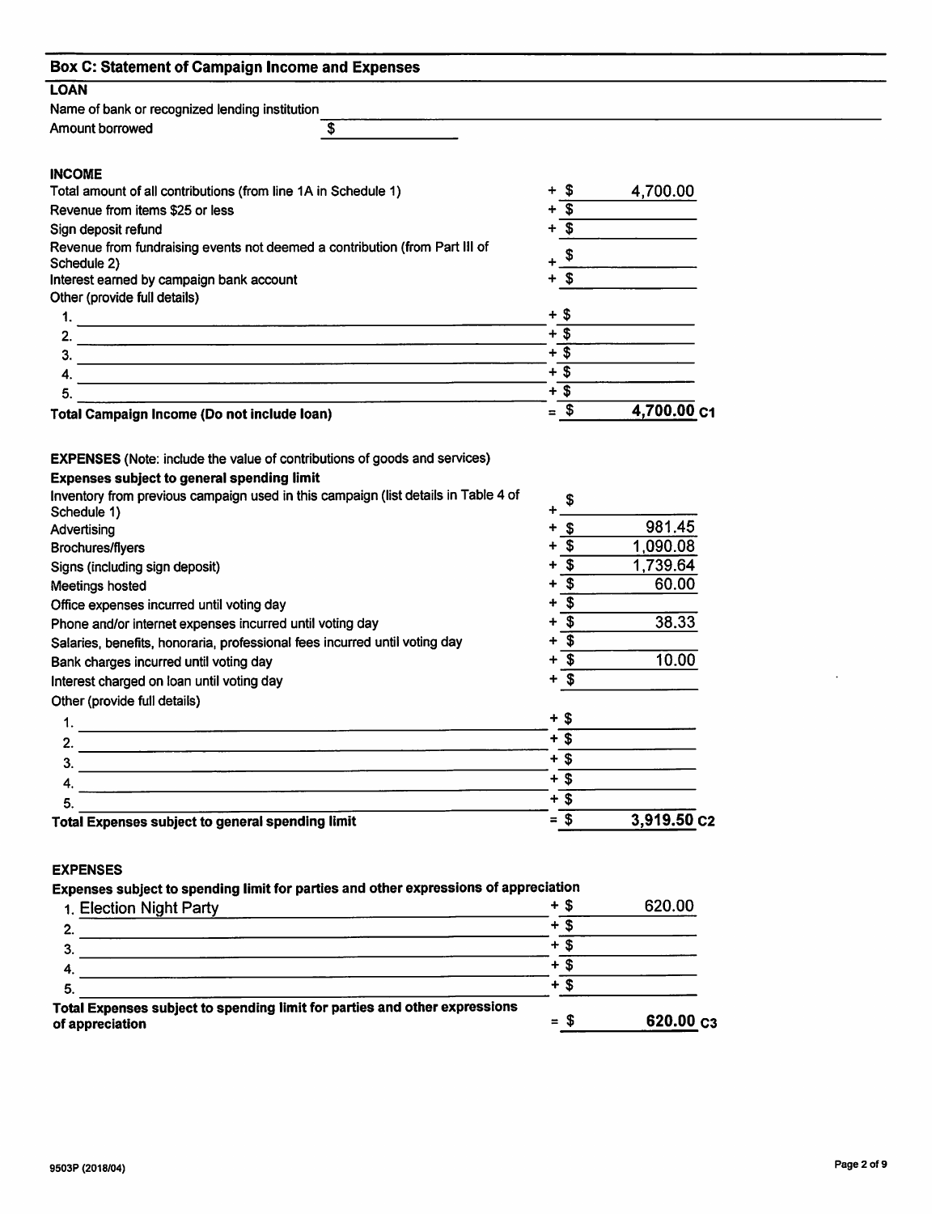## Box C: Statement of Campaign Income and Expenses

### LOAN

Name of bank or recognized lending institution ____________________

Amount borrowed $ ____________________

### INCOME

| Item | | Amount |
|---|---|---|
| Total amount of all contributions (from line 1A in Schedule 1) | + $ | 4,700.00 |
| Revenue from items $25 or less | + $ | |
| Sign deposit refund | + $ | |
| Revenue from fundraising events not deemed a contribution (from Part III of Schedule 2) | + $ | |
| Interest earned by campaign bank account | + $ | |
| Other (provide full details) | | |
| 1. | + $ | |
| 2. | + $ | |
| 3. | + $ | |
| 4. | + $ | |
| 5. | + $ | |
| **Total Campaign Income (Do not include loan)** | = $ | **4,700.00 C1** |

### EXPENSES (Note: include the value of contributions of goods and services)

**Expenses subject to general spending limit**

| Item | | Amount |
|---|---|---|
| Inventory from previous campaign used in this campaign (list details in Table 4 of Schedule 1) | + $ | |
| Advertising | + $ | 981.45 |
| Brochures/flyers | + $ | 1,090.08 |
| Signs (including sign deposit) | + $ | 1,739.64 |
| Meetings hosted | + $ | 60.00 |
| Office expenses incurred until voting day | + $ | |
| Phone and/or internet expenses incurred until voting day | + $ | 38.33 |
| Salaries, benefits, honoraria, professional fees incurred until voting day | + $ | |
| Bank charges incurred until voting day | + $ | 10.00 |
| Interest charged on loan until voting day | + $ | |
| Other (provide full details) | | |
| 1. | + $ | |
| 2. | + $ | |
| 3. | + $ | |
| 4. | + $ | |
| 5. | + $ | |
| **Total Expenses subject to general spending limit** | = $ | **3,919.50 C2** |

### EXPENSES

**Expenses subject to spending limit for parties and other expressions of appreciation**

| Item | | Amount |
|---|---|---|
| 1. Election Night Party | + $ | 620.00 |
| 2. | + $ | |
| 3. | + $ | |
| 4. | + $ | |
| 5. | + $ | |
| **Total Expenses subject to spending limit for parties and other expressions of appreciation** | = $ | **620.00 C3** |

9503P (2018/04)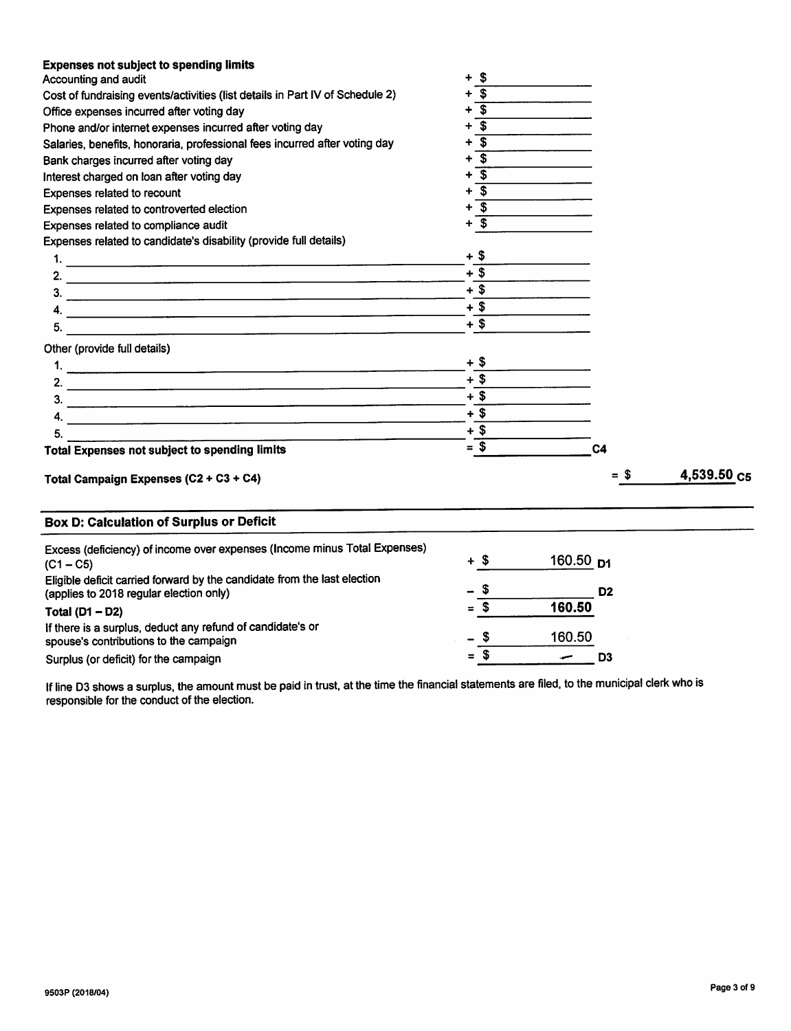**Expenses not subject to spending limits**

| Item | Amount |
|---|---|
| Accounting and audit | + $ |
| Cost of fundraising events/activities (list details in Part IV of Schedule 2) | + $ |
| Office expenses incurred after voting day | + $ |
| Phone and/or internet expenses incurred after voting day | + $ |
| Salaries, benefits, honoraria, professional fees incurred after voting day | + $ |
| Bank charges incurred after voting day | + $ |
| Interest charged on loan after voting day | + $ |
| Expenses related to recount | + $ |
| Expenses related to controverted election | + $ |
| Expenses related to compliance audit | + $ |

Expenses related to candidate's disability (provide full details)

| | Amount |
|---|---|
| 1. | + $ |
| 2. | + $ |
| 3. | + $ |
| 4. | + $ |
| 5. | + $ |

Other (provide full details)

| | Amount |
|---|---|
| 1. | + $ |
| 2. | + $ |
| 3. | + $ |
| 4. | + $ |
| 5. | + $ |

**Total Expenses not subject to spending limits** = $ C4

**Total Campaign Expenses (C2 + C3 + C4)** = $ **4,539.50** C5

## Box D: Calculation of Surplus or Deficit

| Item | Amount | Line |
|---|---|---|
| Excess (deficiency) of income over expenses (Income minus Total Expenses) (C1 – C5) | + $ 160.50 | D1 |
| Eligible deficit carried forward by the candidate from the last election (applies to 2018 regular election only) | – $ | D2 |
| **Total (D1 – D2)** | = $ **160.50** | |
| If there is a surplus, deduct any refund of candidate's or spouse's contributions to the campaign | – $ 160.50 | |
| Surplus (or deficit) for the campaign | = $ – | D3 |

If line D3 shows a surplus, the amount must be paid in trust, at the time the financial statements are filed, to the municipal clerk who is responsible for the conduct of the election.

9503P (2018/04)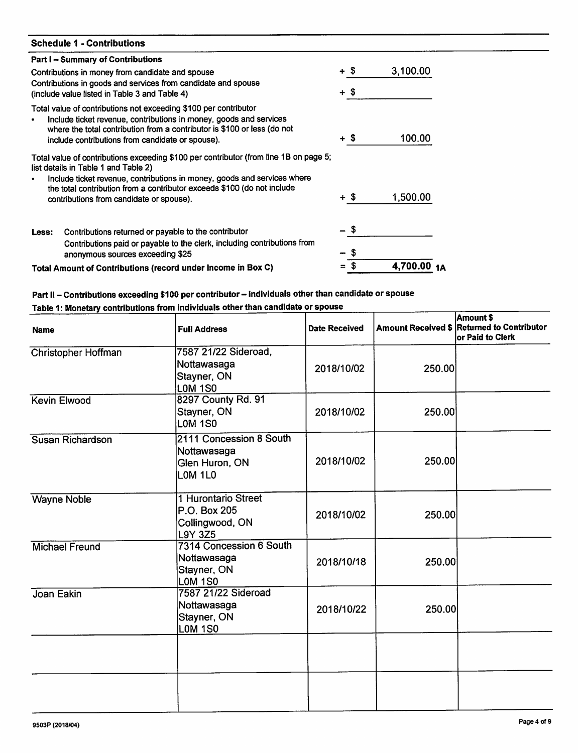## Schedule 1 - Contributions

### Part I – Summary of Contributions

| | | |
|---|---|---|
| Contributions in money from candidate and spouse | + $ | 3,100.00 |
| Contributions in goods and services from candidate and spouse (include value listed in Table 3 and Table 4) | + $ | |
| Total value of contributions not exceeding $100 per contributor<br>• Include ticket revenue, contributions in money, goods and services where the total contribution from a contributor is $100 or less (do not include contributions from candidate or spouse). | + $ | 100.00 |
| Total value of contributions exceeding $100 per contributor (from line 1B on page 5; list details in Table 1 and Table 2)<br>• Include ticket revenue, contributions in money, goods and services where the total contribution from a contributor exceeds $100 (do not include contributions from candidate or spouse). | + $ | 1,500.00 |
| **Less:** Contributions returned or payable to the contributor | – $ | |
| Contributions paid or payable to the clerk, including contributions from anonymous sources exceeding $25 | – $ | |
| **Total Amount of Contributions (record under Income in Box C)** | = $ | **4,700.00 1A** |

### Part II – Contributions exceeding $100 per contributor – individuals other than candidate or spouse

**Table 1: Monetary contributions from individuals other than candidate or spouse**

| Name | Full Address | Date Received | Amount Received $ | Amount $ Returned to Contributor or Paid to Clerk |
|---|---|---|---|---|
| Christopher Hoffman | 7587 21/22 Sideroad, Nottawasaga Stayner, ON L0M 1S0 | 2018/10/02 | 250.00 | |
| Kevin Elwood | 8297 County Rd. 91 Stayner, ON L0M 1S0 | 2018/10/02 | 250.00 | |
| Susan Richardson | 2111 Concession 8 South Nottawasaga Glen Huron, ON L0M 1L0 | 2018/10/02 | 250.00 | |
| Wayne Noble | 1 Hurontario Street P.O. Box 205 Collingwood, ON L9Y 3Z5 | 2018/10/02 | 250.00 | |
| Michael Freund | 7314 Concession 6 South Nottawasaga Stayner, ON L0M 1S0 | 2018/10/18 | 250.00 | |
| Joan Eakin | 7587 21/22 Sideroad Nottawasaga Stayner, ON L0M 1S0 | 2018/10/22 | 250.00 | |
| | | | | |
| | | | | |

9503P (2018/04)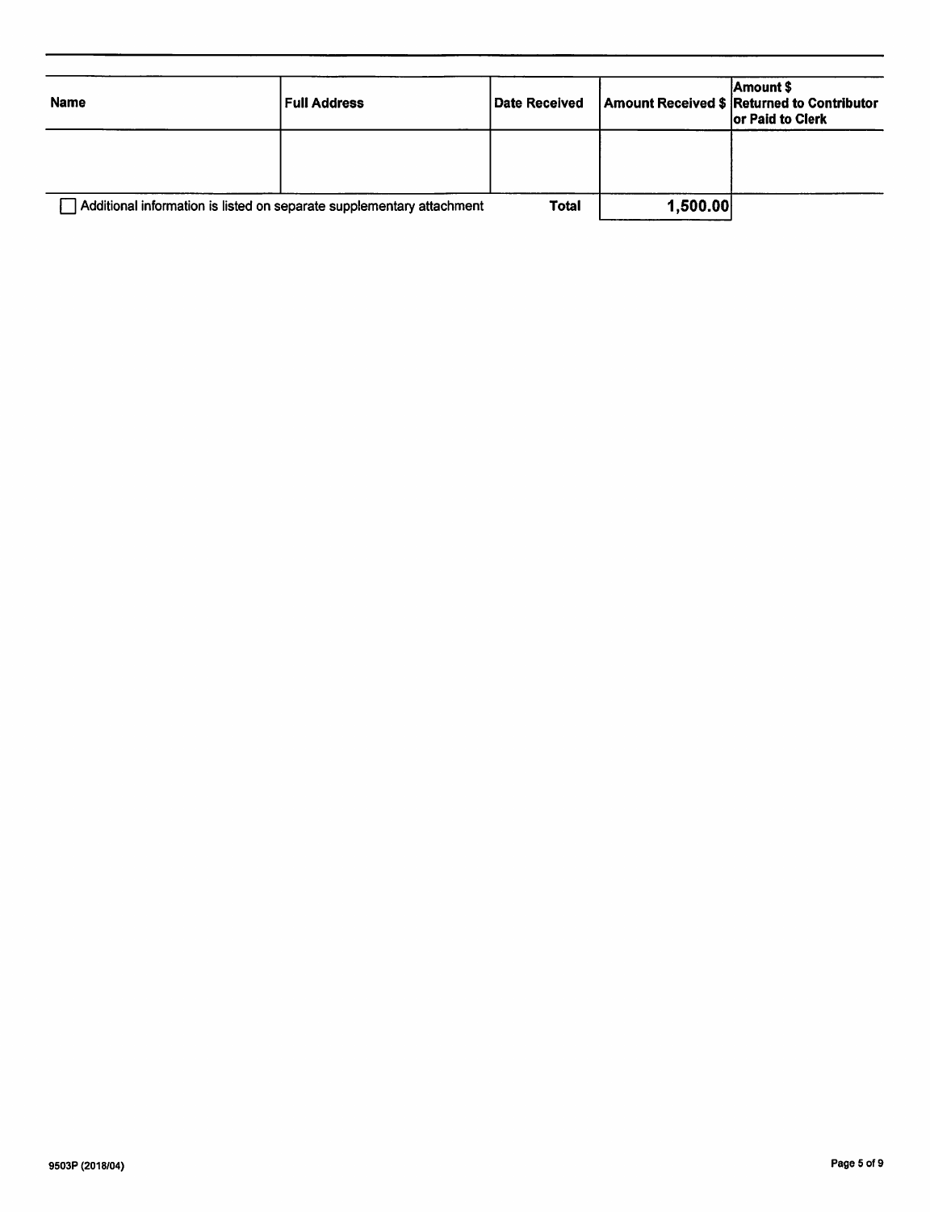| Name | Full Address | Date Received | Amount Received $ | Amount $ Returned to Contributor or Paid to Clerk |
|---|---|---|---|---|
| | | | | |
| ☐ Additional information is listed on separate supplementary attachment | | Total | 1,500.00 | |

9503P (2018/04)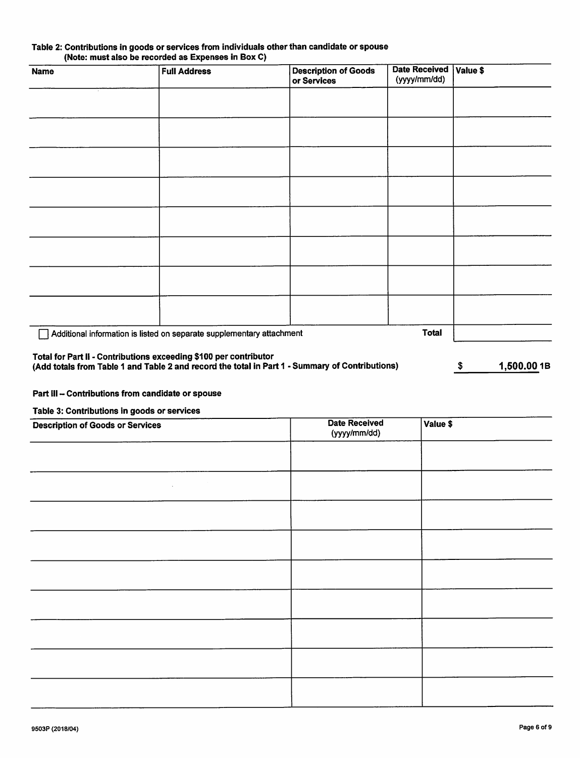**Table 2: Contributions in goods or services from individuals other than candidate or spouse**
**(Note: must also be recorded as Expenses in Box C)**

| Name | Full Address | Description of Goods or Services | Date Received (yyyy/mm/dd) | Value $ |
|---|---|---|---|---|
| | | | | |
| | | | | |
| | | | | |
| | | | | |
| | | | | |
| | | | | |
| | | | | |
| | | | | |
| | | | Total | |

☐ Additional information is listed on separate supplementary attachment

**Total for Part II - Contributions exceeding $100 per contributor**
**(Add totals from Table 1 and Table 2 and record the total in Part 1 - Summary of Contributions)** **$ 1,500.00 1B**

**Part III – Contributions from candidate or spouse**

**Table 3: Contributions in goods or services**

| Description of Goods or Services | Date Received (yyyy/mm/dd) | Value $ |
|---|---|---|
| | | |
| | | |
| | | |
| | | |
| | | |
| | | |
| | | |
| | | |
| | | |

9503P (2018/04)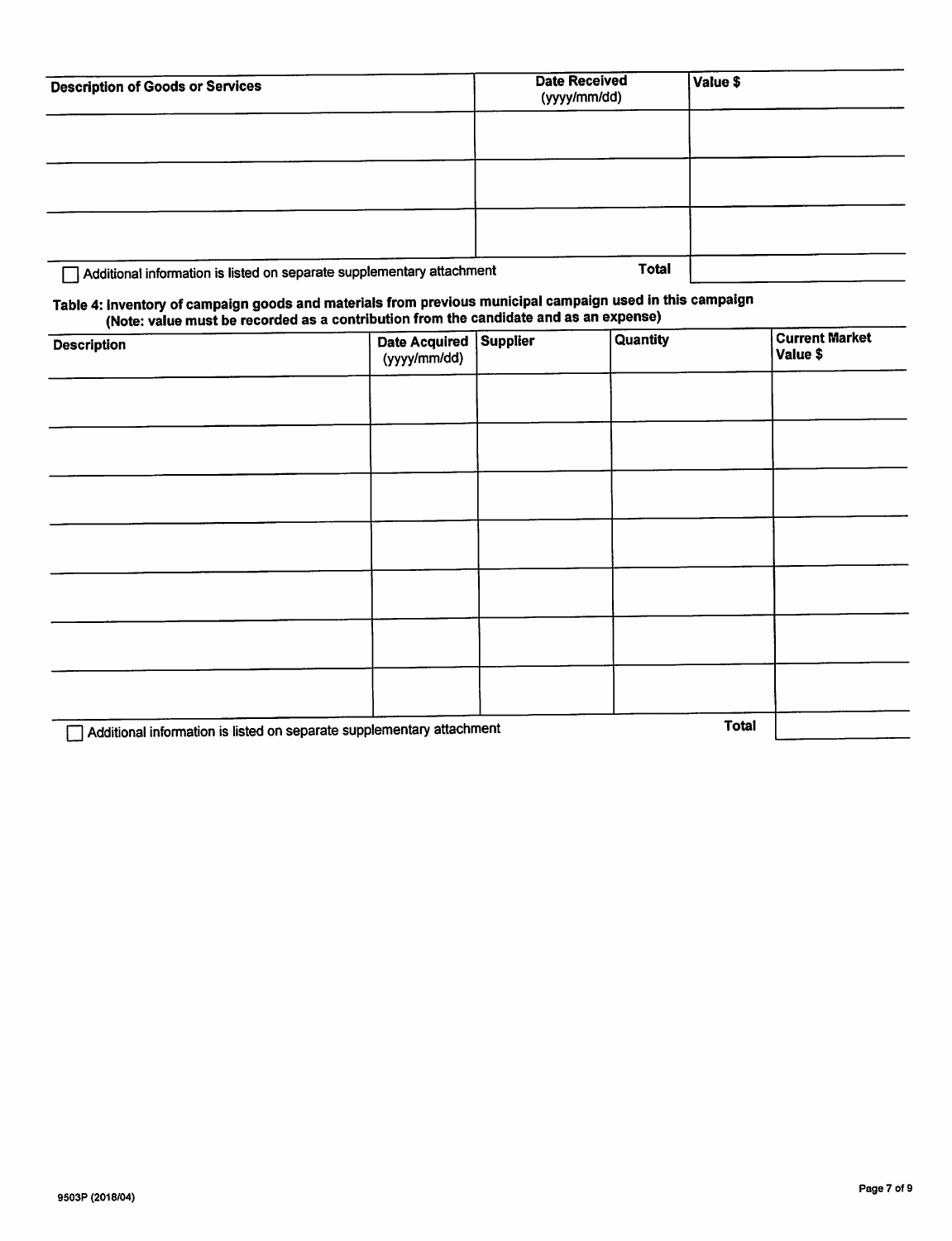| Description of Goods or Services | Date Received (yyyy/mm/dd) | Value $ |
| --- | --- | --- |
| | | |
| | | |
| | | |
| | **Total** | |

☐ Additional information is listed on separate supplementary attachment

**Table 4: Inventory of campaign goods and materials from previous municipal campaign used in this campaign (Note: value must be recorded as a contribution from the candidate and as an expense)**

| Description | Date Acquired (yyyy/mm/dd) | Supplier | Quantity | Current Market Value $ |
| --- | --- | --- | --- | --- |
| | | | | |
| | | | | |
| | | | | |
| | | | | |
| | | | | |
| | | | | |
| | | | | |
| | | | **Total** | |

☐ Additional information is listed on separate supplementary attachment

9503P (2018/04)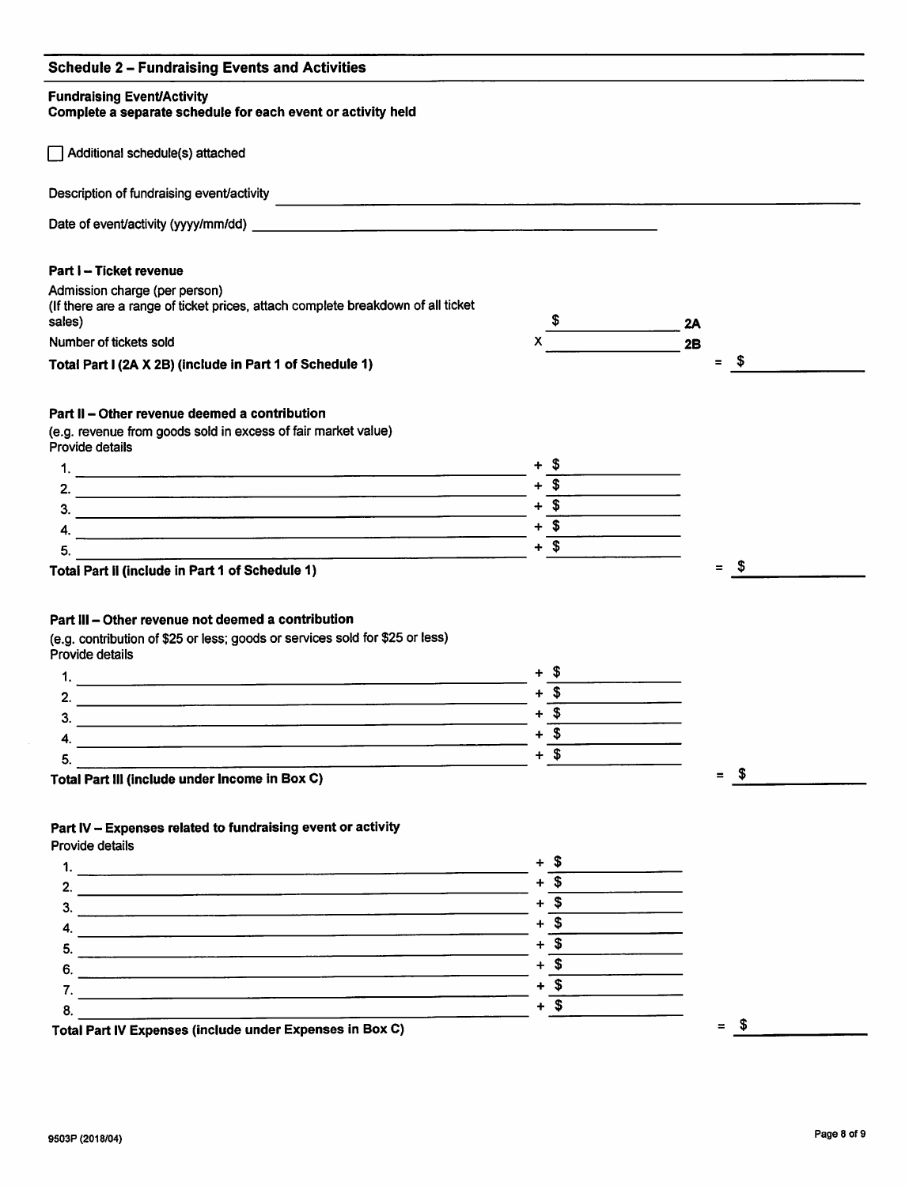## Schedule 2 – Fundraising Events and Activities

**Fundraising Event/Activity**
**Complete a separate schedule for each event or activity held**

☐ Additional schedule(s) attached

Description of fundraising event/activity ______________________________

Date of event/activity (yyyy/mm/dd) ______________________________

### Part I – Ticket revenue

Admission charge (per person)
(If there are a range of ticket prices, attach complete breakdown of all ticket sales) $ __________ 2A

Number of tickets sold x __________ 2B

**Total Part I (2A X 2B) (include in Part 1 of Schedule 1)** = $ __________

### Part II – Other revenue deemed a contribution

(e.g. revenue from goods sold in excess of fair market value)
Provide details

1. ______________________________ + $ __________
2. ______________________________ + $ __________
3. ______________________________ + $ __________
4. ______________________________ + $ __________
5. ______________________________ + $ __________

**Total Part II (include in Part 1 of Schedule 1)** = $ __________

### Part III – Other revenue not deemed a contribution

(e.g. contribution of $25 or less; goods or services sold for $25 or less)
Provide details

1. ______________________________ + $ __________
2. ______________________________ + $ __________
3. ______________________________ + $ __________
4. ______________________________ + $ __________
5. ______________________________ + $ __________

**Total Part III (include under Income in Box C)** = $ __________

### Part IV – Expenses related to fundraising event or activity

Provide details

1. ______________________________ + $ __________
2. ______________________________ + $ __________
3. ______________________________ + $ __________
4. ______________________________ + $ __________
5. ______________________________ + $ __________
6. ______________________________ + $ __________
7. ______________________________ + $ __________
8. ______________________________ + $ __________

**Total Part IV Expenses (include under Expenses in Box C)** = $ __________

9503P (2018/04)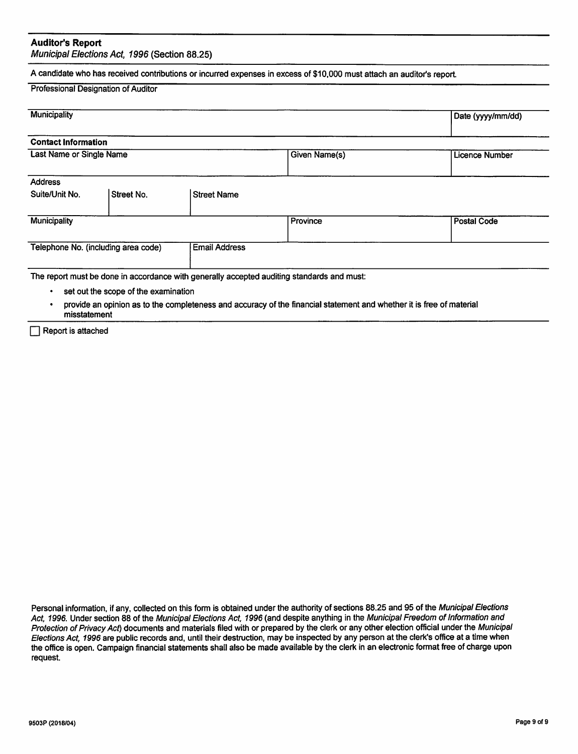## Auditor's Report

*Municipal Elections Act, 1996* (Section 88.25)

A candidate who has received contributions or incurred expenses in excess of $10,000 must attach an auditor's report.

Professional Designation of Auditor

| Municipality | Date (yyyy/mm/dd) |
|---|---|
| | |

**Contact Information**

| Last Name or Single Name | Given Name(s) | Licence Number |
|---|---|---|
| | | |

Address

| Suite/Unit No. | Street No. | Street Name |
|---|---|---|
| | | |

| Municipality | Province | Postal Code |
|---|---|---|
| | | |

| Telephone No. (including area code) | Email Address |
|---|---|
| | |

The report must be done in accordance with generally accepted auditing standards and must:

- set out the scope of the examination
- provide an opinion as to the completeness and accuracy of the financial statement and whether it is free of material misstatement

☐ Report is attached

Personal information, if any, collected on this form is obtained under the authority of sections 88.25 and 95 of the *Municipal Elections Act, 1996*. Under section 88 of the *Municipal Elections Act, 1996* (and despite anything in the *Municipal Freedom of Information and Protection of Privacy Act*) documents and materials filed with or prepared by the clerk or any other election official under the *Municipal Elections Act, 1996* are public records and, until their destruction, may be inspected by any person at the clerk's office at a time when the office is open. Campaign financial statements shall also be made available by the clerk in an electronic format free of charge upon request.

9503P (2018/04)